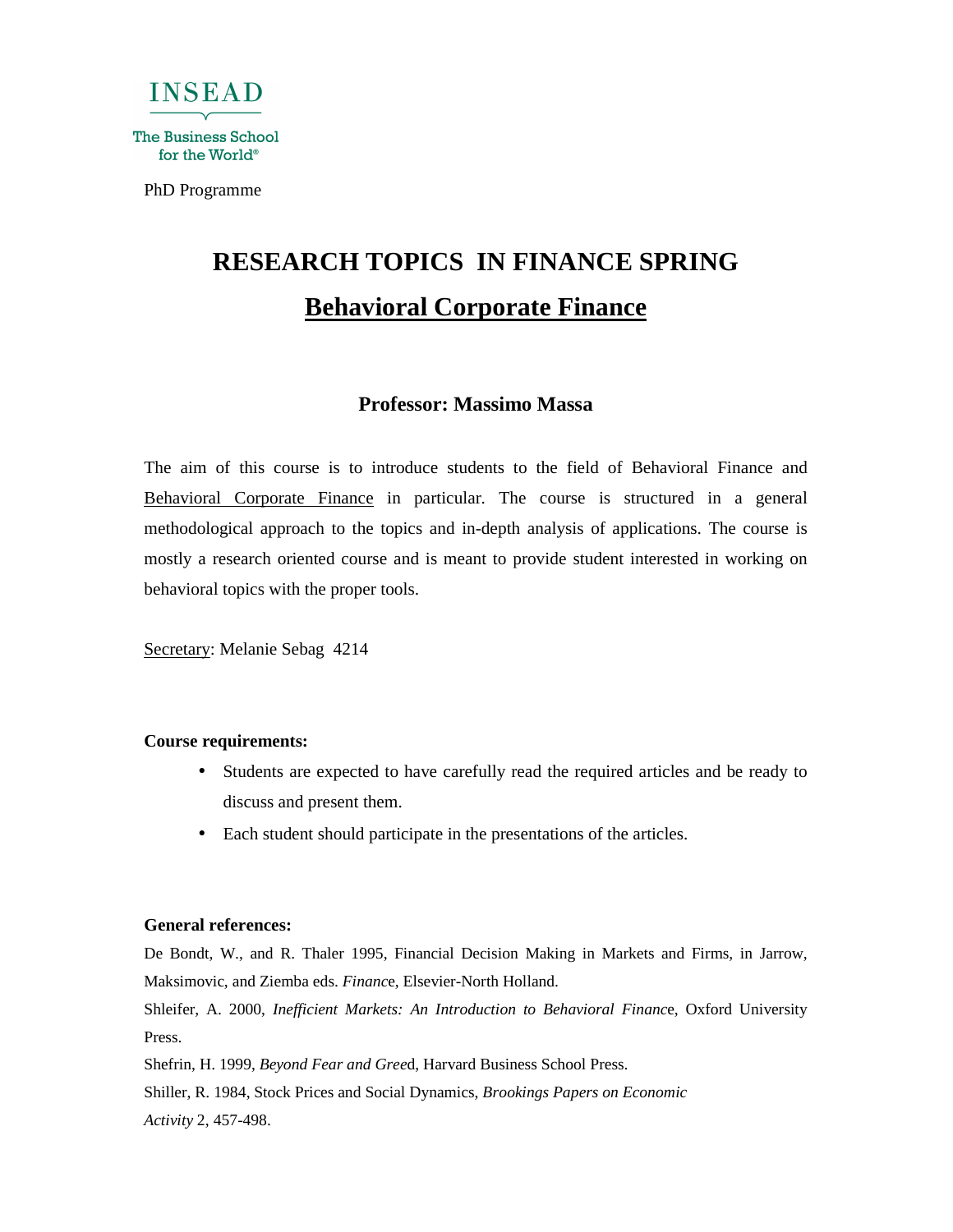INSEAD

The Business School for the World®

PhD Programme

# RESEARCH TOPICS IN FINANCE SPRING

## Behavioral Corporate Finance

### Professor: Massimo Massa

The aim of this course is to introduce students to the field of Behavioral Finance and Behavioral Corporate Finance in particular. The course is structured in a general methodological approach to the topics and in-depth analysis of applications. The course is mostly a research oriented course and is meant to provide student interested in working on behavioral topics with the proper tools.

Secretary: Melanie Sebag 4214

**Course requirements:**

- Students are expected to have carefully read the required articles and be ready to discuss and present them.
- Each student should participate in the presentations of the articles.

**General references:**

De Bondt, W., and R. Thaler 1995, Financial Decision Making in Markets and Firms, in Jarrow, Maksimovic, and Ziemba eds. *Finance*, Elsevier-North Holland.

Shleifer, A. 2000, *Inefficient Markets: An Introduction to Behavioral Finance*, Oxford University Press.

Shefrin, H. 1999, *Beyond Fear and Greed*, Harvard Business School Press.

Shiller, R. 1984, Stock Prices and Social Dynamics, *Brookings Papers on Economic Activity* 2, 457-498.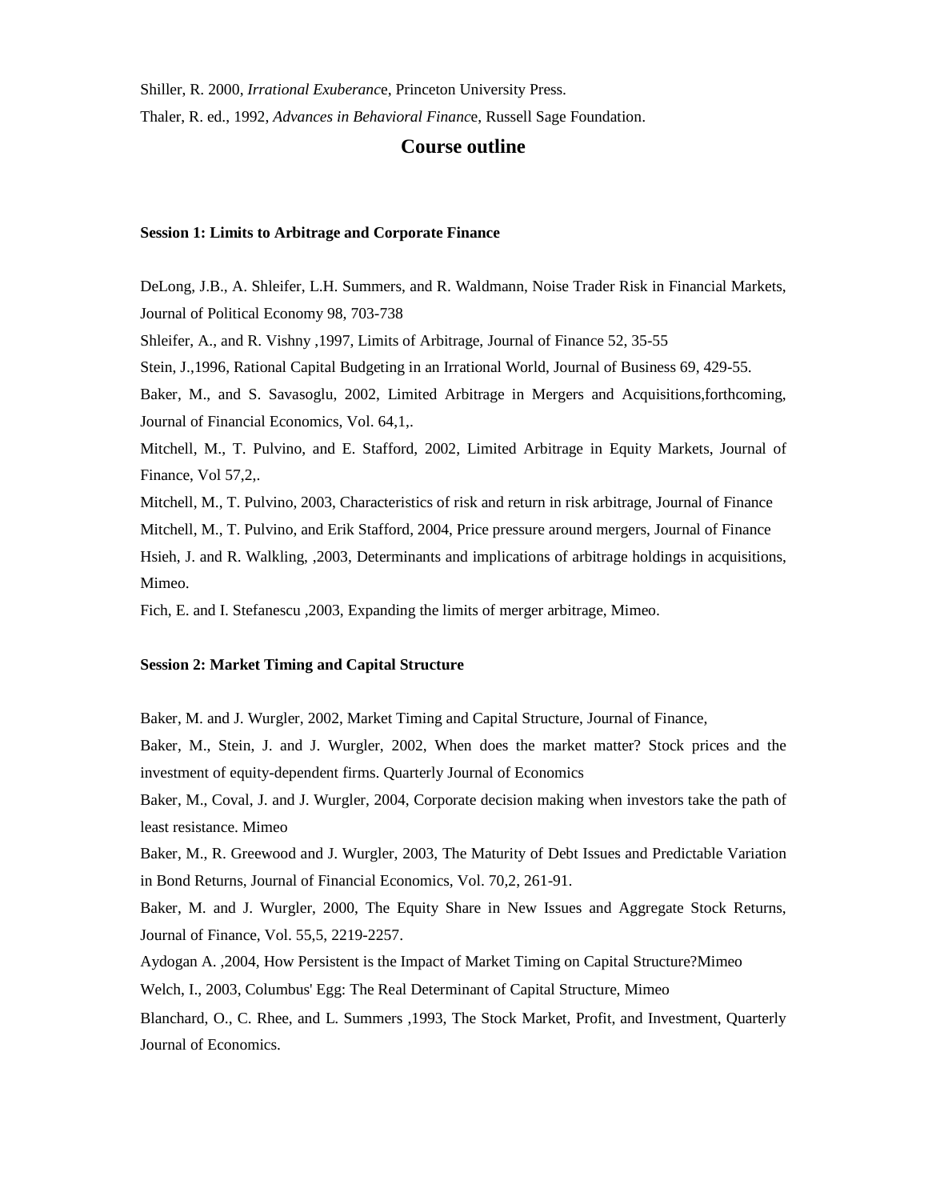Shiller, R. 2000, *Irrational Exuberance*, Princeton University Press.

Thaler, R. ed., 1992, *Advances in Behavioral Finance*, Russell Sage Foundation.

## Course outline

**Session 1: Limits to Arbitrage and Corporate Finance**

DeLong, J.B., A. Shleifer, L.H. Summers, and R. Waldmann, Noise Trader Risk in Financial Markets, Journal of Political Economy 98, 703-738

Shleifer, A., and R. Vishny ,1997, Limits of Arbitrage, Journal of Finance 52, 35-55

Stein, J.,1996, Rational Capital Budgeting in an Irrational World, Journal of Business 69, 429-55.

Baker, M., and S. Savasoglu, 2002, Limited Arbitrage in Mergers and Acquisitions,forthcoming, Journal of Financial Economics, Vol. 64,1,.

Mitchell, M., T. Pulvino, and E. Stafford, 2002, Limited Arbitrage in Equity Markets, Journal of Finance, Vol 57,2,.

Mitchell, M., T. Pulvino, 2003, Characteristics of risk and return in risk arbitrage, Journal of Finance

Mitchell, M., T. Pulvino, and Erik Stafford, 2004, Price pressure around mergers, Journal of Finance

Hsieh, J. and R. Walkling, ,2003, Determinants and implications of arbitrage holdings in acquisitions, Mimeo.

Fich, E. and I. Stefanescu ,2003, Expanding the limits of merger arbitrage, Mimeo.

**Session 2: Market Timing and Capital Structure**

Baker, M. and J. Wurgler, 2002, Market Timing and Capital Structure, Journal of Finance,

Baker, M., Stein, J. and J. Wurgler, 2002, When does the market matter? Stock prices and the investment of equity-dependent firms. Quarterly Journal of Economics

Baker, M., Coval, J. and J. Wurgler, 2004, Corporate decision making when investors take the path of least resistance. Mimeo

Baker, M., R. Greewood and J. Wurgler, 2003, The Maturity of Debt Issues and Predictable Variation in Bond Returns, Journal of Financial Economics, Vol. 70,2, 261-91.

Baker, M. and J. Wurgler, 2000, The Equity Share in New Issues and Aggregate Stock Returns, Journal of Finance, Vol. 55,5, 2219-2257.

Aydogan A. ,2004, How Persistent is the Impact of Market Timing on Capital Structure?Mimeo

Welch, I., 2003, Columbus' Egg: The Real Determinant of Capital Structure, Mimeo

Blanchard, O., C. Rhee, and L. Summers ,1993, The Stock Market, Profit, and Investment, Quarterly Journal of Economics.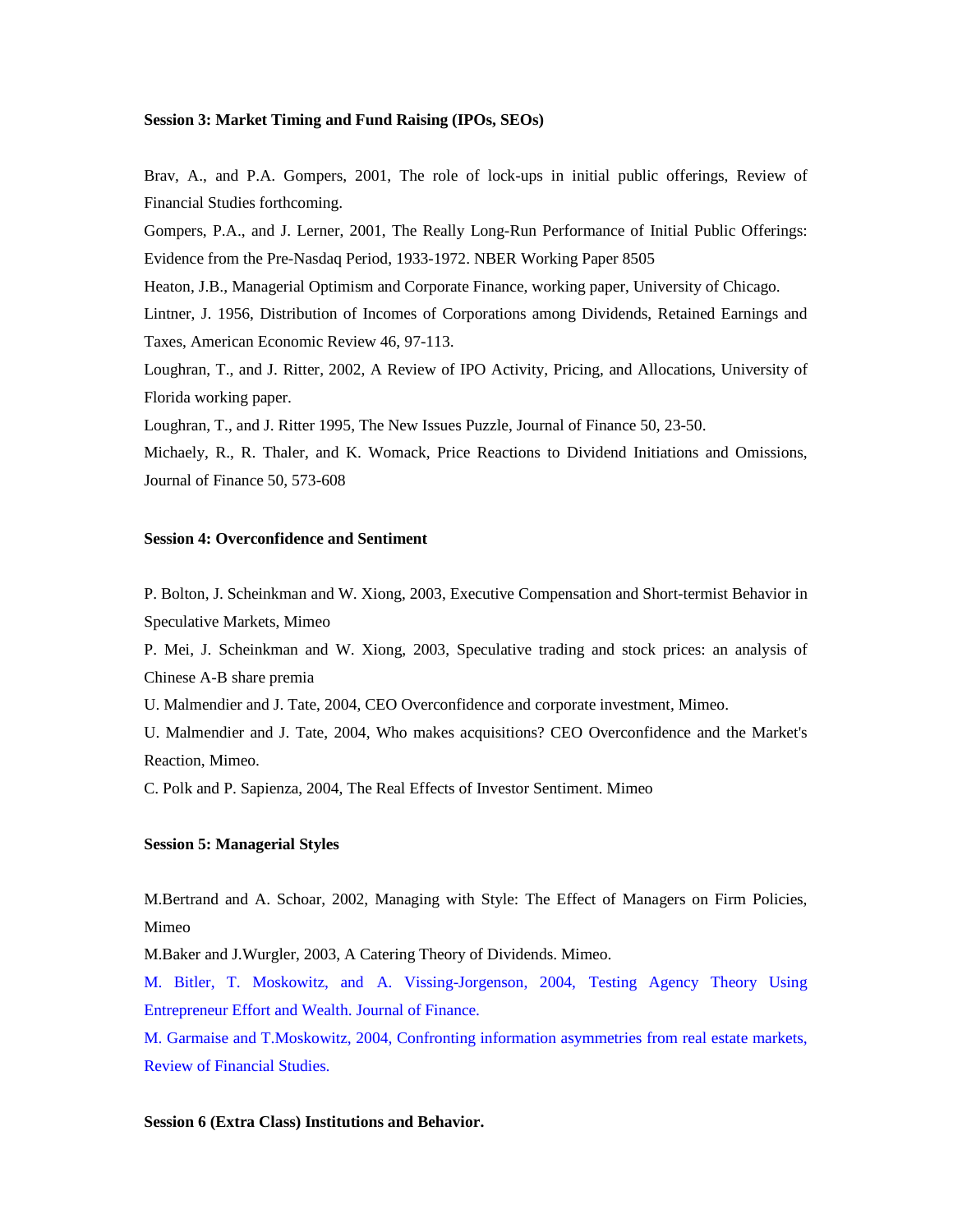**Session 3: Market Timing and Fund Raising (IPOs, SEOs)**

Brav, A., and P.A. Gompers, 2001, The role of lock-ups in initial public offerings, Review of Financial Studies forthcoming.

Gompers, P.A., and J. Lerner, 2001, The Really Long-Run Performance of Initial Public Offerings: Evidence from the Pre-Nasdaq Period, 1933-1972. NBER Working Paper 8505

Heaton, J.B., Managerial Optimism and Corporate Finance, working paper, University of Chicago.

Lintner, J. 1956, Distribution of Incomes of Corporations among Dividends, Retained Earnings and Taxes, American Economic Review 46, 97-113.

Loughran, T., and J. Ritter, 2002, A Review of IPO Activity, Pricing, and Allocations, University of Florida working paper.

Loughran, T., and J. Ritter 1995, The New Issues Puzzle, Journal of Finance 50, 23-50.

Michaely, R., R. Thaler, and K. Womack, Price Reactions to Dividend Initiations and Omissions, Journal of Finance 50, 573-608

**Session 4: Overconfidence and Sentiment**

P. Bolton, J. Scheinkman and W. Xiong, 2003, Executive Compensation and Short-termist Behavior in Speculative Markets, Mimeo

P. Mei, J. Scheinkman and W. Xiong, 2003, Speculative trading and stock prices: an analysis of Chinese A-B share premia

U. Malmendier and J. Tate, 2004, CEO Overconfidence and corporate investment, Mimeo.

U. Malmendier and J. Tate, 2004, Who makes acquisitions? CEO Overconfidence and the Market's Reaction, Mimeo.

C. Polk and P. Sapienza, 2004, The Real Effects of Investor Sentiment. Mimeo

**Session 5: Managerial Styles**

M.Bertrand and A. Schoar, 2002, Managing with Style: The Effect of Managers on Firm Policies, Mimeo

M.Baker and J.Wurgler, 2003, A Catering Theory of Dividends. Mimeo.

M. Bitler, T. Moskowitz, and A. Vissing-Jorgenson, 2004, Testing Agency Theory Using Entrepreneur Effort and Wealth. Journal of Finance.

M. Garmaise and T.Moskowitz, 2004, Confronting information asymmetries from real estate markets, Review of Financial Studies.

**Session 6 (Extra Class) Institutions and Behavior.**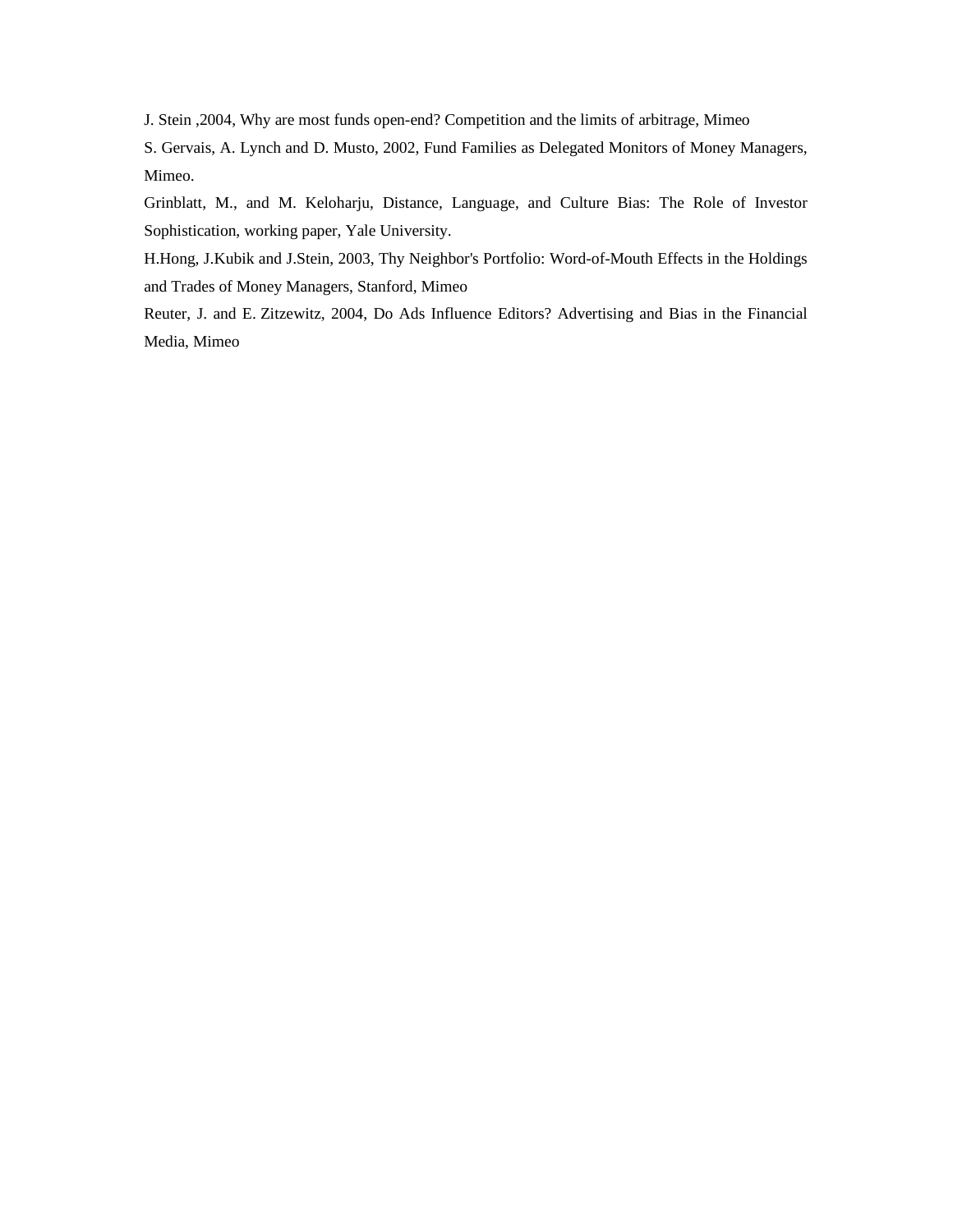J. Stein ,2004, Why are most funds open-end? Competition and the limits of arbitrage, Mimeo

S. Gervais, A. Lynch and D. Musto, 2002, Fund Families as Delegated Monitors of Money Managers, Mimeo.

Grinblatt, M., and M. Keloharju, Distance, Language, and Culture Bias: The Role of Investor Sophistication, working paper, Yale University.

H.Hong, J.Kubik and J.Stein, 2003, Thy Neighbor's Portfolio: Word-of-Mouth Effects in the Holdings and Trades of Money Managers, Stanford, Mimeo

Reuter, J. and E. Zitzewitz, 2004, Do Ads Influence Editors? Advertising and Bias in the Financial Media, Mimeo